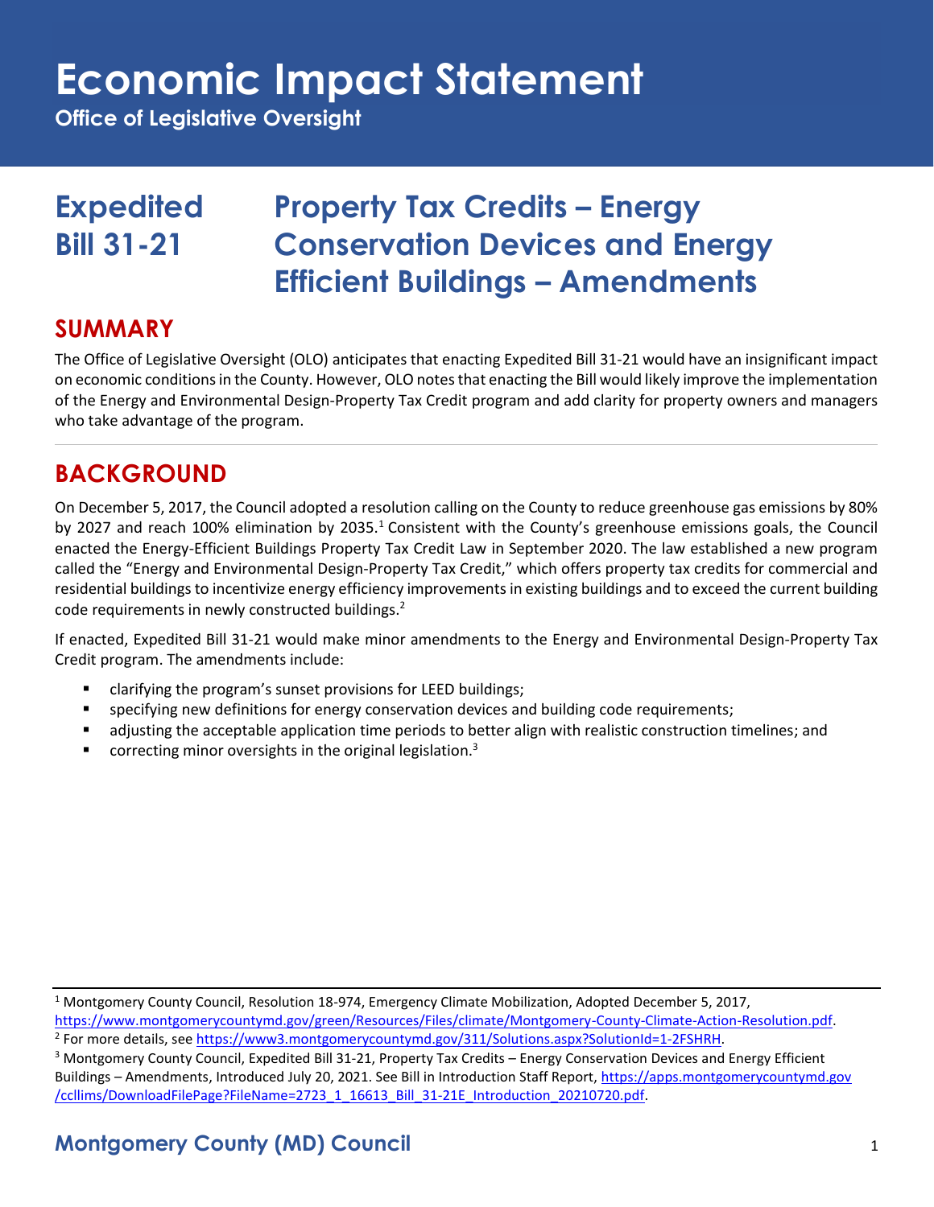# Economic Impact Statement

**Office of Legislative Oversight**

## Expedited Bill 31-21 — Property Tax Credits – Energy Conservation Devices and Energy Efficient Buildings – Amendments

## SUMMARY

The Office of Legislative Oversight (OLO) anticipates that enacting Expedited Bill 31-21 would have an insignificant impact on economic conditions in the County. However, OLO notes that enacting the Bill would likely improve the implementation of the Energy and Environmental Design-Property Tax Credit program and add clarity for property owners and managers who take advantage of the program.

## BACKGROUND

On December 5, 2017, the Council adopted a resolution calling on the County to reduce greenhouse gas emissions by 80% by 2027 and reach 100% elimination by 2035.[1] Consistent with the County's greenhouse emissions goals, the Council enacted the Energy-Efficient Buildings Property Tax Credit Law in September 2020. The law established a new program called the "Energy and Environmental Design-Property Tax Credit," which offers property tax credits for commercial and residential buildings to incentivize energy efficiency improvements in existing buildings and to exceed the current building code requirements in newly constructed buildings.[2]

If enacted, Expedited Bill 31-21 would make minor amendments to the Energy and Environmental Design-Property Tax Credit program. The amendments include:

- clarifying the program's sunset provisions for LEED buildings;
- specifying new definitions for energy conservation devices and building code requirements;
- adjusting the acceptable application time periods to better align with realistic construction timelines; and
- correcting minor oversights in the original legislation.[3]

---

[1] Montgomery County Council, Resolution 18-974, Emergency Climate Mobilization, Adopted December 5, 2017, https://www.montgomerycountymd.gov/green/Resources/Files/climate/Montgomery-County-Climate-Action-Resolution.pdf.

[2] For more details, see https://www3.montgomerycountymd.gov/311/Solutions.aspx?SolutionId=1-2FSHRH.

[3] Montgomery County Council, Expedited Bill 31-21, Property Tax Credits – Energy Conservation Devices and Energy Efficient Buildings – Amendments, Introduced July 20, 2021. See Bill in Introduction Staff Report, https://apps.montgomerycountymd.gov/ccllims/DownloadFilePage?FileName=2723_1_16613_Bill_31-21E_Introduction_20210720.pdf.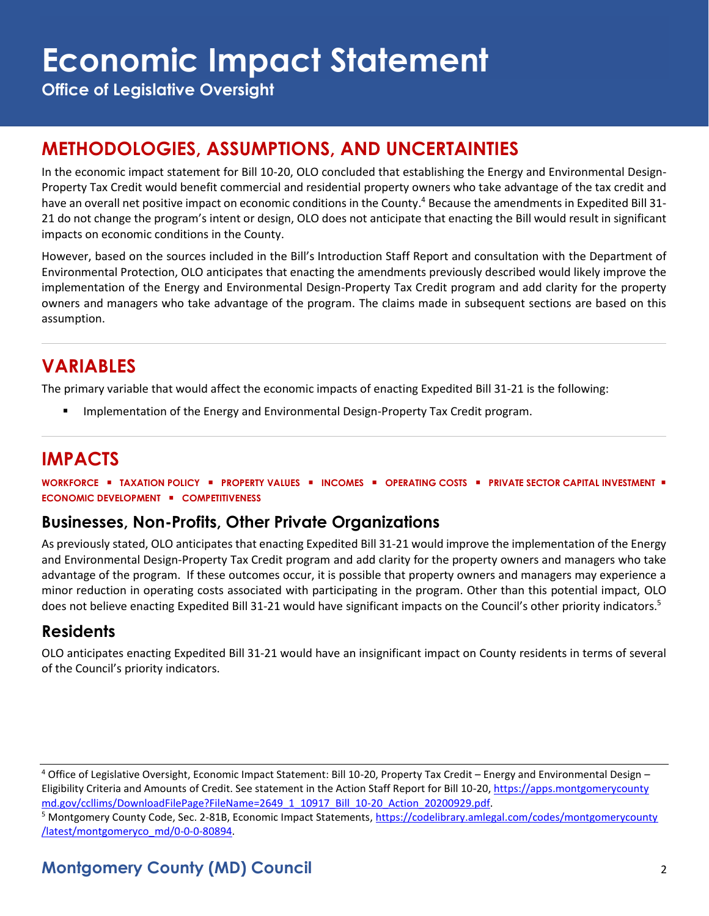## METHODOLOGIES, ASSUMPTIONS, AND UNCERTAINTIES

In the economic impact statement for Bill 10-20, OLO concluded that establishing the Energy and Environmental Design-Property Tax Credit would benefit commercial and residential property owners who take advantage of the tax credit and have an overall net positive impact on economic conditions in the County.[4] Because the amendments in Expedited Bill 31-21 do not change the program's intent or design, OLO does not anticipate that enacting the Bill would result in significant impacts on economic conditions in the County.

However, based on the sources included in the Bill's Introduction Staff Report and consultation with the Department of Environmental Protection, OLO anticipates that enacting the amendments previously described would likely improve the implementation of the Energy and Environmental Design-Property Tax Credit program and add clarity for the property owners and managers who take advantage of the program. The claims made in subsequent sections are based on this assumption.

## VARIABLES

The primary variable that would affect the economic impacts of enacting Expedited Bill 31-21 is the following:

- Implementation of the Energy and Environmental Design-Property Tax Credit program.

## IMPACTS

**WORKFORCE ▪ TAXATION POLICY ▪ PROPERTY VALUES ▪ INCOMES ▪ OPERATING COSTS ▪ PRIVATE SECTOR CAPITAL INVESTMENT ▪ ECONOMIC DEVELOPMENT ▪ COMPETITIVENESS**

### Businesses, Non-Profits, Other Private Organizations

As previously stated, OLO anticipates that enacting Expedited Bill 31-21 would improve the implementation of the Energy and Environmental Design-Property Tax Credit program and add clarity for the property owners and managers who take advantage of the program. If these outcomes occur, it is possible that property owners and managers may experience a minor reduction in operating costs associated with participating in the program. Other than this potential impact, OLO does not believe enacting Expedited Bill 31-21 would have significant impacts on the Council's other priority indicators.[5]

### Residents

OLO anticipates enacting Expedited Bill 31-21 would have an insignificant impact on County residents in terms of several of the Council's priority indicators.

---

[4] Office of Legislative Oversight, Economic Impact Statement: Bill 10-20, Property Tax Credit – Energy and Environmental Design – Eligibility Criteria and Amounts of Credit. See statement in the Action Staff Report for Bill 10-20, https://apps.montgomerycountymd.gov/ccllims/DownloadFilePage?FileName=2649_1_10917_Bill_10-20_Action_20200929.pdf.

[5] Montgomery County Code, Sec. 2-81B, Economic Impact Statements, https://codelibrary.amlegal.com/codes/montgomerycounty/latest/montgomeryco_md/0-0-0-80894.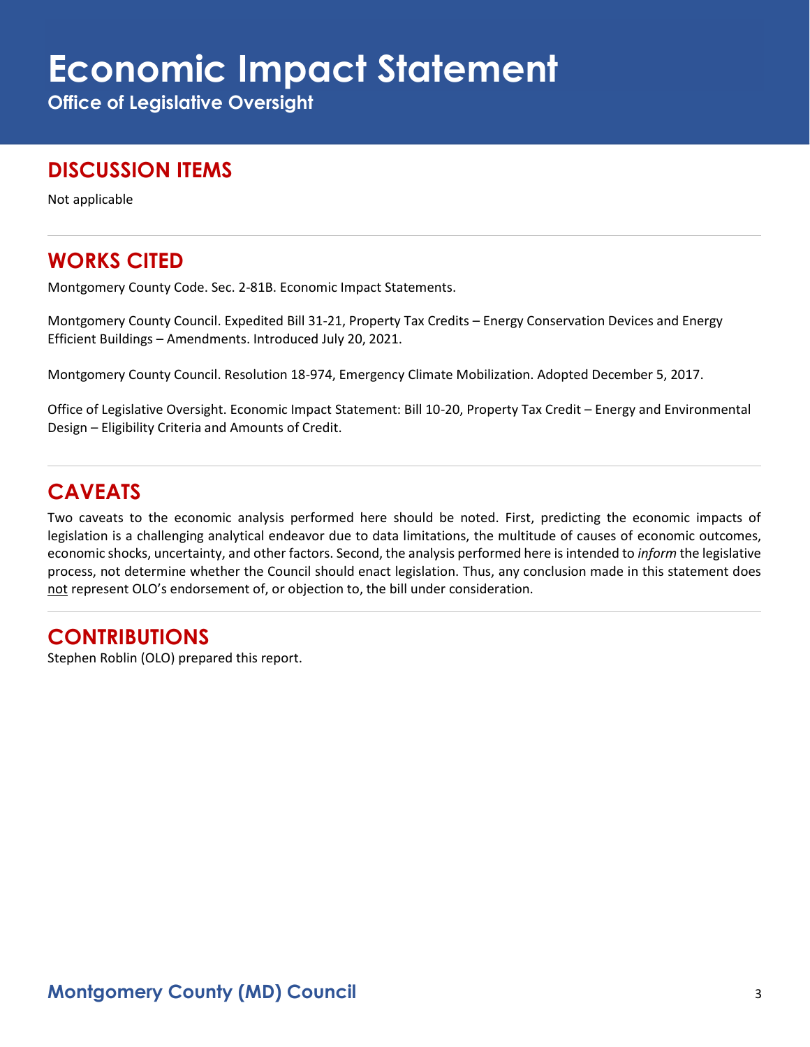## DISCUSSION ITEMS

Not applicable

## WORKS CITED

Montgomery County Code. Sec. 2-81B. Economic Impact Statements.

Montgomery County Council. Expedited Bill 31-21, Property Tax Credits – Energy Conservation Devices and Energy Efficient Buildings – Amendments. Introduced July 20, 2021.

Montgomery County Council. Resolution 18-974, Emergency Climate Mobilization. Adopted December 5, 2017.

Office of Legislative Oversight. Economic Impact Statement: Bill 10-20, Property Tax Credit – Energy and Environmental Design – Eligibility Criteria and Amounts of Credit.

## CAVEATS

Two caveats to the economic analysis performed here should be noted. First, predicting the economic impacts of legislation is a challenging analytical endeavor due to data limitations, the multitude of causes of economic outcomes, economic shocks, uncertainty, and other factors. Second, the analysis performed here is intended to *inform* the legislative process, not determine whether the Council should enact legislation. Thus, any conclusion made in this statement does not represent OLO's endorsement of, or objection to, the bill under consideration.

## CONTRIBUTIONS

Stephen Roblin (OLO) prepared this report.